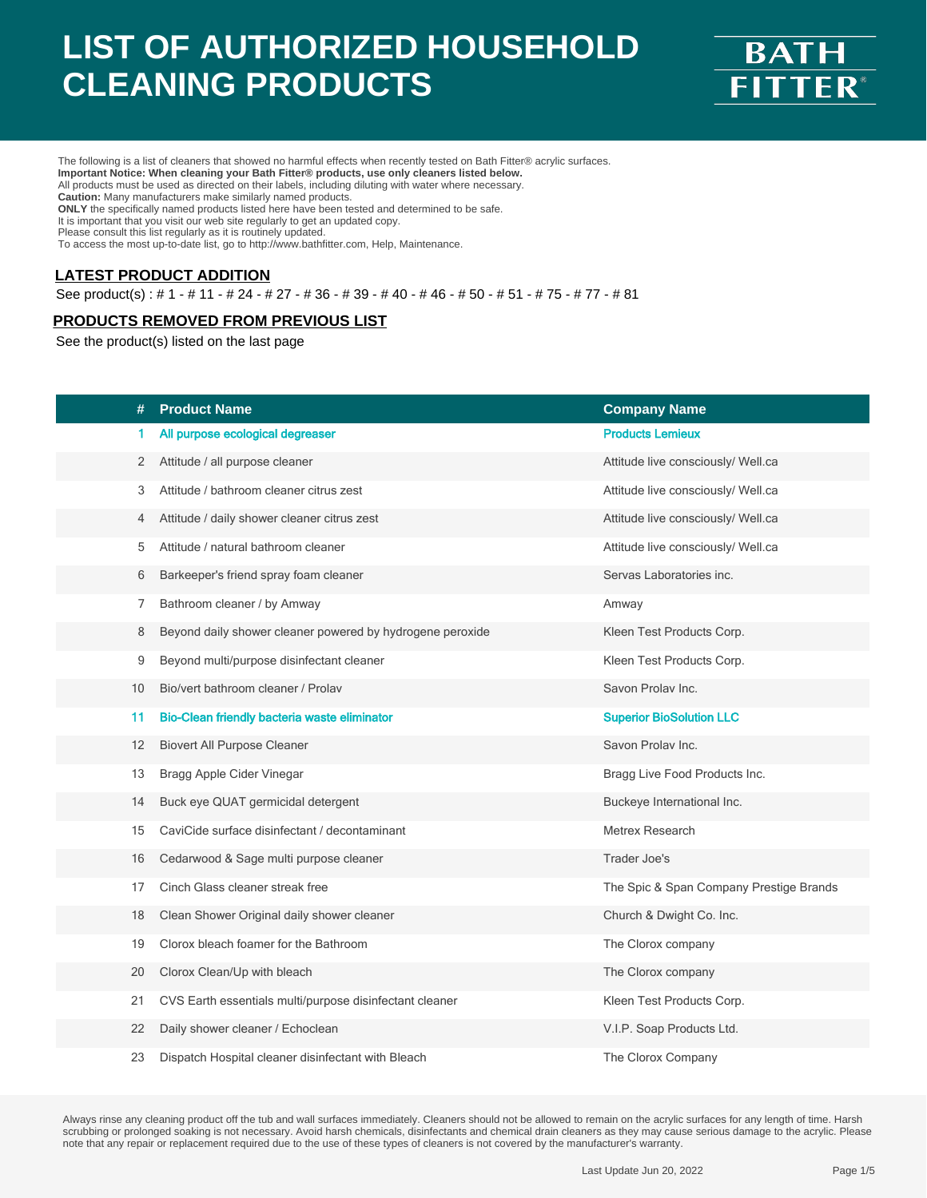# LIST OF AUTHORIZED HOUSEHOLD CLEANING PRODUCTS

BATH FITTER®

The following is a list of cleaners that showed no harmful effects when recently tested on Bath Fitter® acrylic surfaces.
**Important Notice: When cleaning your Bath Fitter® products, use only cleaners listed below.**
All products must be used as directed on their labels, including diluting with water where necessary.
**Caution:** Many manufacturers make similarly named products.
**ONLY** the specifically named products listed here have been tested and determined to be safe.
It is important that you visit our web site regularly to get an updated copy.
Please consult this list regularly as it is routinely updated.
To access the most up-to-date list, go to http://www.bathfitter.com, Help, Maintenance.

## LATEST PRODUCT ADDITION

See product(s) : # 1 - # 11 - # 24 - # 27 - # 36 - # 39 - # 40 - # 46 - # 50 - # 51 - # 75 - # 77 - # 81

## PRODUCTS REMOVED FROM PREVIOUS LIST

See the product(s) listed on the last page

| # | Product Name | Company Name |
|---|---|---|
| 1 | All purpose ecological degreaser | Products Lemieux |
| 2 | Attitude / all purpose cleaner | Attitude live consciously/ Well.ca |
| 3 | Attitude / bathroom cleaner citrus zest | Attitude live consciously/ Well.ca |
| 4 | Attitude / daily shower cleaner citrus zest | Attitude live consciously/ Well.ca |
| 5 | Attitude / natural bathroom cleaner | Attitude live consciously/ Well.ca |
| 6 | Barkeeper's friend spray foam cleaner | Servas Laboratories inc. |
| 7 | Bathroom cleaner / by Amway | Amway |
| 8 | Beyond daily shower cleaner powered by hydrogene peroxide | Kleen Test Products Corp. |
| 9 | Beyond multi/purpose disinfectant cleaner | Kleen Test Products Corp. |
| 10 | Bio/vert bathroom cleaner / Prolav | Savon Prolav Inc. |
| 11 | Bio-Clean friendly bacteria waste eliminator | Superior BioSolution LLC |
| 12 | Biovert All Purpose Cleaner | Savon Prolav Inc. |
| 13 | Bragg Apple Cider Vinegar | Bragg Live Food Products Inc. |
| 14 | Buck eye QUAT germicidal detergent | Buckeye International Inc. |
| 15 | CaviCide surface disinfectant / decontaminant | Metrex Research |
| 16 | Cedarwood & Sage multi purpose cleaner | Trader Joe's |
| 17 | Cinch Glass cleaner streak free | The Spic & Span Company Prestige Brands |
| 18 | Clean Shower Original daily shower cleaner | Church & Dwight Co. Inc. |
| 19 | Clorox bleach foamer for the Bathroom | The Clorox company |
| 20 | Clorox Clean/Up with bleach | The Clorox company |
| 21 | CVS Earth essentials multi/purpose disinfectant cleaner | Kleen Test Products Corp. |
| 22 | Daily shower cleaner / Echoclean | V.I.P. Soap Products Ltd. |
| 23 | Dispatch Hospital cleaner disinfectant with Bleach | The Clorox Company |

Always rinse any cleaning product off the tub and wall surfaces immediately. Cleaners should not be allowed to remain on the acrylic surfaces for any length of time. Harsh scrubbing or prolonged soaking is not necessary. Avoid harsh chemicals, disinfectants and chemical drain cleaners as they may cause serious damage to the acrylic. Please note that any repair or replacement required due to the use of these types of cleaners is not covered by the manufacturer's warranty.

Last Update Jun 20, 2022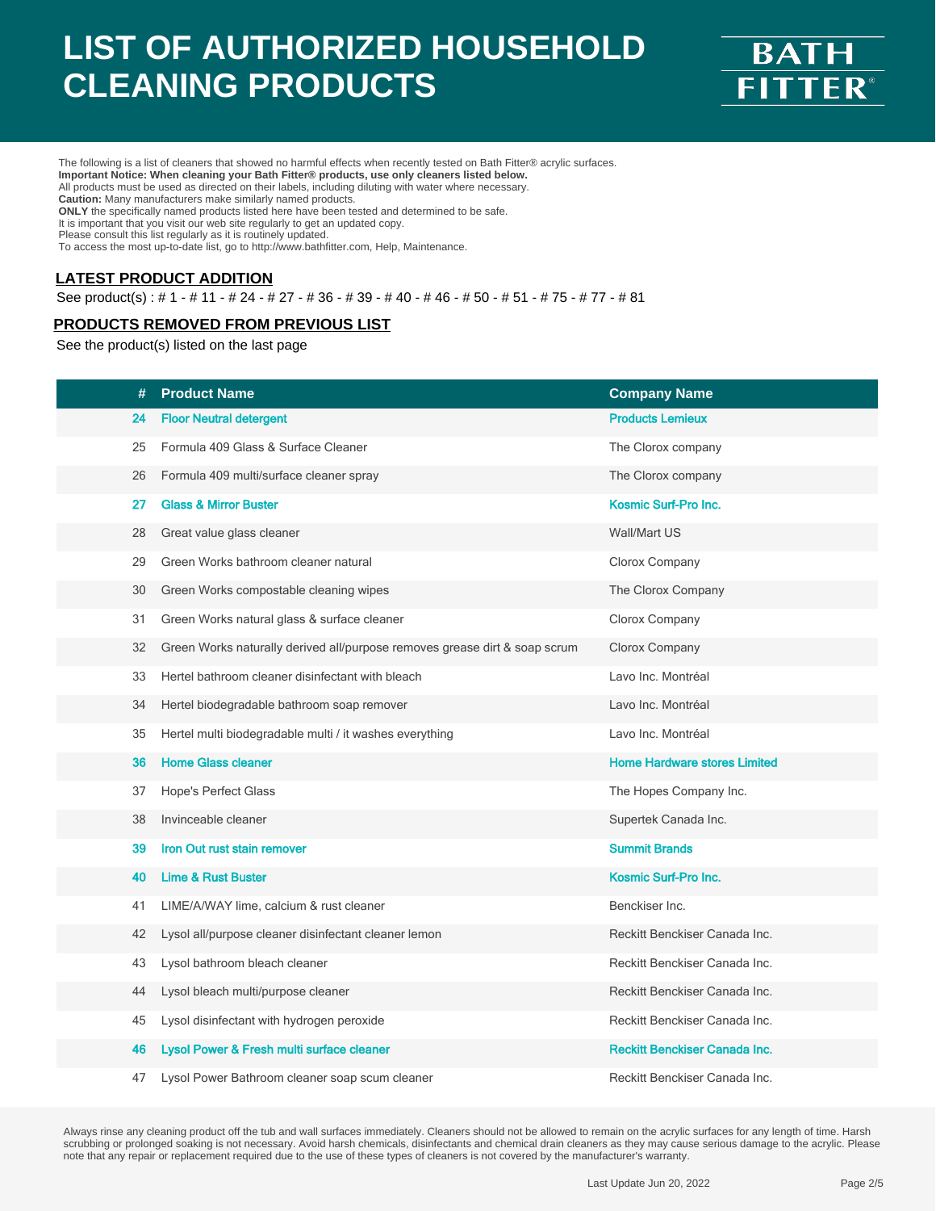# LIST OF AUTHORIZED HOUSEHOLD CLEANING PRODUCTS

BATH FITTER®

The following is a list of cleaners that showed no harmful effects when recently tested on Bath Fitter® acrylic surfaces.
**Important Notice: When cleaning your Bath Fitter® products, use only cleaners listed below.**
All products must be used as directed on their labels, including diluting with water where necessary.
**Caution:** Many manufacturers make similarly named products.
**ONLY** the specifically named products listed here have been tested and determined to be safe.
It is important that you visit our web site regularly to get an updated copy.
Please consult this list regularly as it is routinely updated.
To access the most up-to-date list, go to http://www.bathfitter.com, Help, Maintenance.

## LATEST PRODUCT ADDITION

See product(s) : # 1 - # 11 - # 24 - # 27 - # 36 - # 39 - # 40 - # 46 - # 50 - # 51 - # 75 - # 77 - # 81

## PRODUCTS REMOVED FROM PREVIOUS LIST

See the product(s) listed on the last page

| # | Product Name | Company Name |
|---|---|---|
| 24 | Floor Neutral detergent | Products Lemieux |
| 25 | Formula 409 Glass & Surface Cleaner | The Clorox company |
| 26 | Formula 409 multi/surface cleaner spray | The Clorox company |
| 27 | Glass & Mirror Buster | Kosmic Surf-Pro Inc. |
| 28 | Great value glass cleaner | Wall/Mart US |
| 29 | Green Works bathroom cleaner natural | Clorox Company |
| 30 | Green Works compostable cleaning wipes | The Clorox Company |
| 31 | Green Works natural glass & surface cleaner | Clorox Company |
| 32 | Green Works naturally derived all/purpose removes grease dirt & soap scrum | Clorox Company |
| 33 | Hertel bathroom cleaner disinfectant with bleach | Lavo Inc. Montréal |
| 34 | Hertel biodegradable bathroom soap remover | Lavo Inc. Montréal |
| 35 | Hertel multi biodegradable multi / it washes everything | Lavo Inc. Montréal |
| 36 | Home Glass cleaner | Home Hardware stores Limited |
| 37 | Hope's Perfect Glass | The Hopes Company Inc. |
| 38 | Invinceable cleaner | Supertek Canada Inc. |
| 39 | Iron Out rust stain remover | Summit Brands |
| 40 | Lime & Rust Buster | Kosmic Surf-Pro Inc. |
| 41 | LIME/A/WAY lime, calcium & rust cleaner | Benckiser Inc. |
| 42 | Lysol all/purpose cleaner disinfectant cleaner lemon | Reckitt Benckiser Canada Inc. |
| 43 | Lysol bathroom bleach cleaner | Reckitt Benckiser Canada Inc. |
| 44 | Lysol bleach multi/purpose cleaner | Reckitt Benckiser Canada Inc. |
| 45 | Lysol disinfectant with hydrogen peroxide | Reckitt Benckiser Canada Inc. |
| 46 | Lysol Power & Fresh multi surface cleaner | Reckitt Benckiser Canada Inc. |
| 47 | Lysol Power Bathroom cleaner soap scum cleaner | Reckitt Benckiser Canada Inc. |

Always rinse any cleaning product off the tub and wall surfaces immediately. Cleaners should not be allowed to remain on the acrylic surfaces for any length of time. Harsh scrubbing or prolonged soaking is not necessary. Avoid harsh chemicals, disinfectants and chemical drain cleaners as they may cause serious damage to the acrylic. Please note that any repair or replacement required due to the use of these types of cleaners is not covered by the manufacturer's warranty.

Last Update Jun 20, 2022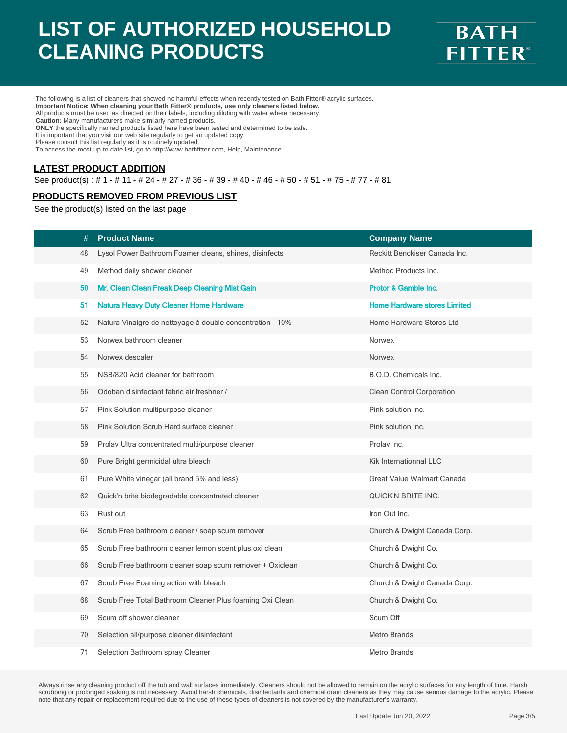# LIST OF AUTHORIZED HOUSEHOLD CLEANING PRODUCTS

BATH FITTER®

The following is a list of cleaners that showed no harmful effects when recently tested on Bath Fitter® acrylic surfaces.
**Important Notice: When cleaning your Bath Fitter® products, use only cleaners listed below.**
All products must be used as directed on their labels, including diluting with water where necessary.
**Caution:** Many manufacturers make similarly named products.
**ONLY** the specifically named products listed here have been tested and determined to be safe.
It is important that you visit our web site regularly to get an updated copy.
Please consult this list regularly as it is routinely updated.
To access the most up-to-date list, go to http://www.bathfitter.com, Help, Maintenance.

## LATEST PRODUCT ADDITION

See product(s) : # 1 - # 11 - # 24 - # 27 - # 36 - # 39 - # 40 - # 46 - # 50 - # 51 - # 75 - # 77 - # 81

## PRODUCTS REMOVED FROM PREVIOUS LIST

See the product(s) listed on the last page

| # | Product Name | Company Name |
|---|---|---|
| 48 | Lysol Power Bathroom Foamer cleans, shines, disinfects | Reckitt Benckiser Canada Inc. |
| 49 | Method daily shower cleaner | Method Products Inc. |
| 50 | Mr. Clean Clean Freak Deep Cleaning Mist Gain | Protor & Gamble Inc. |
| 51 | Natura Heavy Duty Cleaner Home Hardware | Home Hardware stores Limited |
| 52 | Natura Vinaigre de nettoyage à double concentration - 10% | Home Hardware Stores Ltd |
| 53 | Norwex bathroom cleaner | Norwex |
| 54 | Norwex descaler | Norwex |
| 55 | NSB/820 Acid cleaner for bathroom | B.O.D. Chemicals Inc. |
| 56 | Odoban disinfectant fabric air freshner / | Clean Control Corporation |
| 57 | Pink Solution multipurpose cleaner | Pink solution Inc. |
| 58 | Pink Solution Scrub Hard surface cleaner | Pink solution Inc. |
| 59 | Prolav Ultra concentrated multi/purpose cleaner | Prolav Inc. |
| 60 | Pure Bright germicidal ultra bleach | Kik Internationnal LLC |
| 61 | Pure White vinegar (all brand 5% and less) | Great Value Walmart Canada |
| 62 | Quick'n brite biodegradable concentrated cleaner | QUICK'N BRITE INC. |
| 63 | Rust out | Iron Out Inc. |
| 64 | Scrub Free bathroom cleaner / soap scum remover | Church & Dwight Canada Corp. |
| 65 | Scrub Free bathroom cleaner lemon scent plus oxi clean | Church & Dwight Co. |
| 66 | Scrub Free bathroom cleaner soap scum remover + Oxiclean | Church & Dwight Co. |
| 67 | Scrub Free Foaming action with bleach | Church & Dwight Canada Corp. |
| 68 | Scrub Free Total Bathroom Cleaner Plus foaming Oxi Clean | Church & Dwight Co. |
| 69 | Scum off shower cleaner | Scum Off |
| 70 | Selection all/purpose cleaner disinfectant | Metro Brands |
| 71 | Selection Bathroom spray Cleaner | Metro Brands |

Always rinse any cleaning product off the tub and wall surfaces immediately. Cleaners should not be allowed to remain on the acrylic surfaces for any length of time. Harsh scrubbing or prolonged soaking is not necessary. Avoid harsh chemicals, disinfectants and chemical drain cleaners as they may cause serious damage to the acrylic. Please note that any repair or replacement required due to the use of these types of cleaners is not covered by the manufacturer's warranty.

Last Update Jun 20, 2022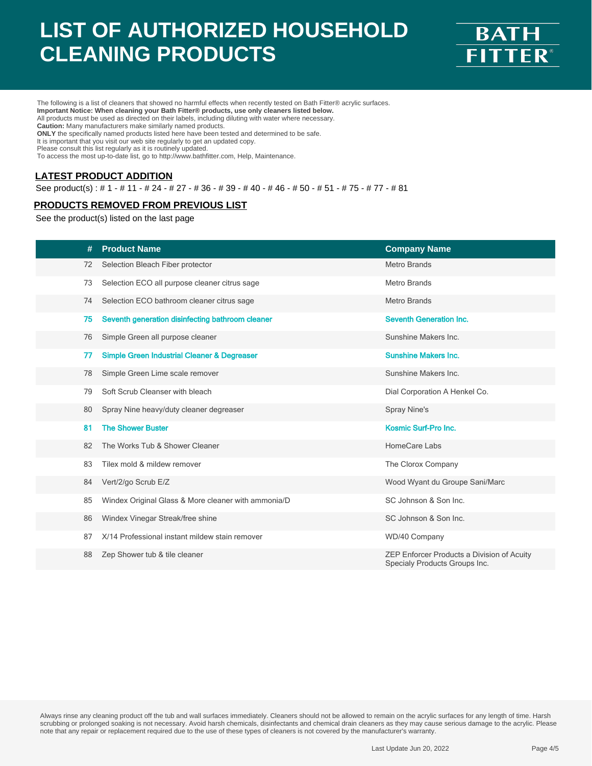# LIST OF AUTHORIZED HOUSEHOLD CLEANING PRODUCTS

BATH FITTER®

The following is a list of cleaners that showed no harmful effects when recently tested on Bath Fitter® acrylic surfaces.
**Important Notice: When cleaning your Bath Fitter® products, use only cleaners listed below.**
All products must be used as directed on their labels, including diluting with water where necessary.
**Caution:** Many manufacturers make similarly named products.
**ONLY** the specifically named products listed here have been tested and determined to be safe.
It is important that you visit our web site regularly to get an updated copy.
Please consult this list regularly as it is routinely updated.
To access the most up-to-date list, go to http://www.bathfitter.com, Help, Maintenance.

## LATEST PRODUCT ADDITION

See product(s) : # 1 - # 11 - # 24 - # 27 - # 36 - # 39 - # 40 - # 46 - # 50 - # 51 - # 75 - # 77 - # 81

## PRODUCTS REMOVED FROM PREVIOUS LIST

See the product(s) listed on the last page

| # | Product Name | Company Name |
|---|---|---|
| 72 | Selection Bleach Fiber protector | Metro Brands |
| 73 | Selection ECO all purpose cleaner citrus sage | Metro Brands |
| 74 | Selection ECO bathroom cleaner citrus sage | Metro Brands |
| 75 | Seventh generation disinfecting bathroom cleaner | Seventh Generation Inc. |
| 76 | Simple Green all purpose cleaner | Sunshine Makers Inc. |
| 77 | Simple Green Industrial Cleaner & Degreaser | Sunshine Makers Inc. |
| 78 | Simple Green Lime scale remover | Sunshine Makers Inc. |
| 79 | Soft Scrub Cleanser with bleach | Dial Corporation A Henkel Co. |
| 80 | Spray Nine heavy/duty cleaner degreaser | Spray Nine's |
| 81 | The Shower Buster | Kosmic Surf-Pro Inc. |
| 82 | The Works Tub & Shower Cleaner | HomeCare Labs |
| 83 | Tilex mold & mildew remover | The Clorox Company |
| 84 | Vert/2/go Scrub E/Z | Wood Wyant du Groupe Sani/Marc |
| 85 | Windex Original Glass & More cleaner with ammonia/D | SC Johnson & Son Inc. |
| 86 | Windex Vinegar Streak/free shine | SC Johnson & Son Inc. |
| 87 | X/14 Professional instant mildew stain remover | WD/40 Company |
| 88 | Zep Shower tub & tile cleaner | ZEP Enforcer Products a Division of Acuity Specialy Products Groups Inc. |

Always rinse any cleaning product off the tub and wall surfaces immediately. Cleaners should not be allowed to remain on the acrylic surfaces for any length of time. Harsh scrubbing or prolonged soaking is not necessary. Avoid harsh chemicals, disinfectants and chemical drain cleaners as they may cause serious damage to the acrylic. Please note that any repair or replacement required due to the use of these types of cleaners is not covered by the manufacturer's warranty.

Last Update Jun 20, 2022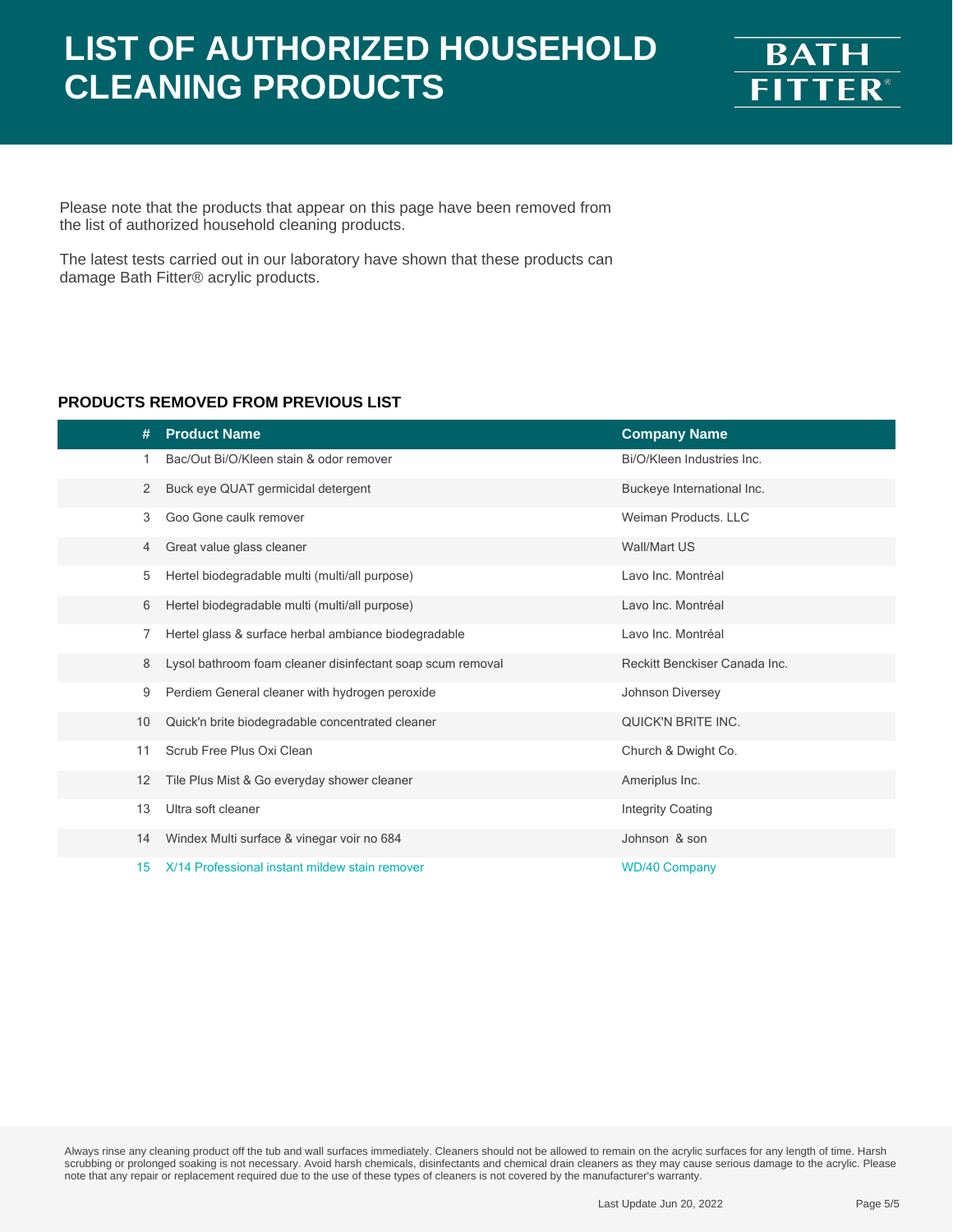# LIST OF AUTHORIZED HOUSEHOLD CLEANING PRODUCTS

BATH FITTER®

Please note that the products that appear on this page have been removed from the list of authorized household cleaning products.

The latest tests carried out in our laboratory have shown that these products can damage Bath Fitter® acrylic products.

## PRODUCTS REMOVED FROM PREVIOUS LIST

| # | Product Name | Company Name |
| --- | --- | --- |
| 1 | Bac/Out Bi/O/Kleen stain & odor remover | Bi/O/Kleen Industries Inc. |
| 2 | Buck eye QUAT germicidal detergent | Buckeye International Inc. |
| 3 | Goo Gone caulk remover | Weiman Products. LLC |
| 4 | Great value glass cleaner | Wall/Mart US |
| 5 | Hertel biodegradable multi (multi/all purpose) | Lavo Inc. Montréal |
| 6 | Hertel biodegradable multi (multi/all purpose) | Lavo Inc. Montréal |
| 7 | Hertel glass & surface herbal ambiance biodegradable | Lavo Inc. Montréal |
| 8 | Lysol bathroom foam cleaner disinfectant soap scum removal | Reckitt Benckiser Canada Inc. |
| 9 | Perdiem General cleaner with hydrogen peroxide | Johnson Diversey |
| 10 | Quick'n brite biodegradable concentrated cleaner | QUICK'N BRITE INC. |
| 11 | Scrub Free Plus Oxi Clean | Church & Dwight Co. |
| 12 | Tile Plus Mist & Go everyday shower cleaner | Ameriplus Inc. |
| 13 | Ultra soft cleaner | Integrity Coating |
| 14 | Windex Multi surface & vinegar voir no 684 | Johnson & son |
| 15 | X/14 Professional instant mildew stain remover | WD/40 Company |

Always rinse any cleaning product off the tub and wall surfaces immediately. Cleaners should not be allowed to remain on the acrylic surfaces for any length of time. Harsh scrubbing or prolonged soaking is not necessary. Avoid harsh chemicals, disinfectants and chemical drain cleaners as they may cause serious damage to the acrylic. Please note that any repair or replacement required due to the use of these types of cleaners is not covered by the manufacturer's warranty.

Last Update Jun 20, 2022